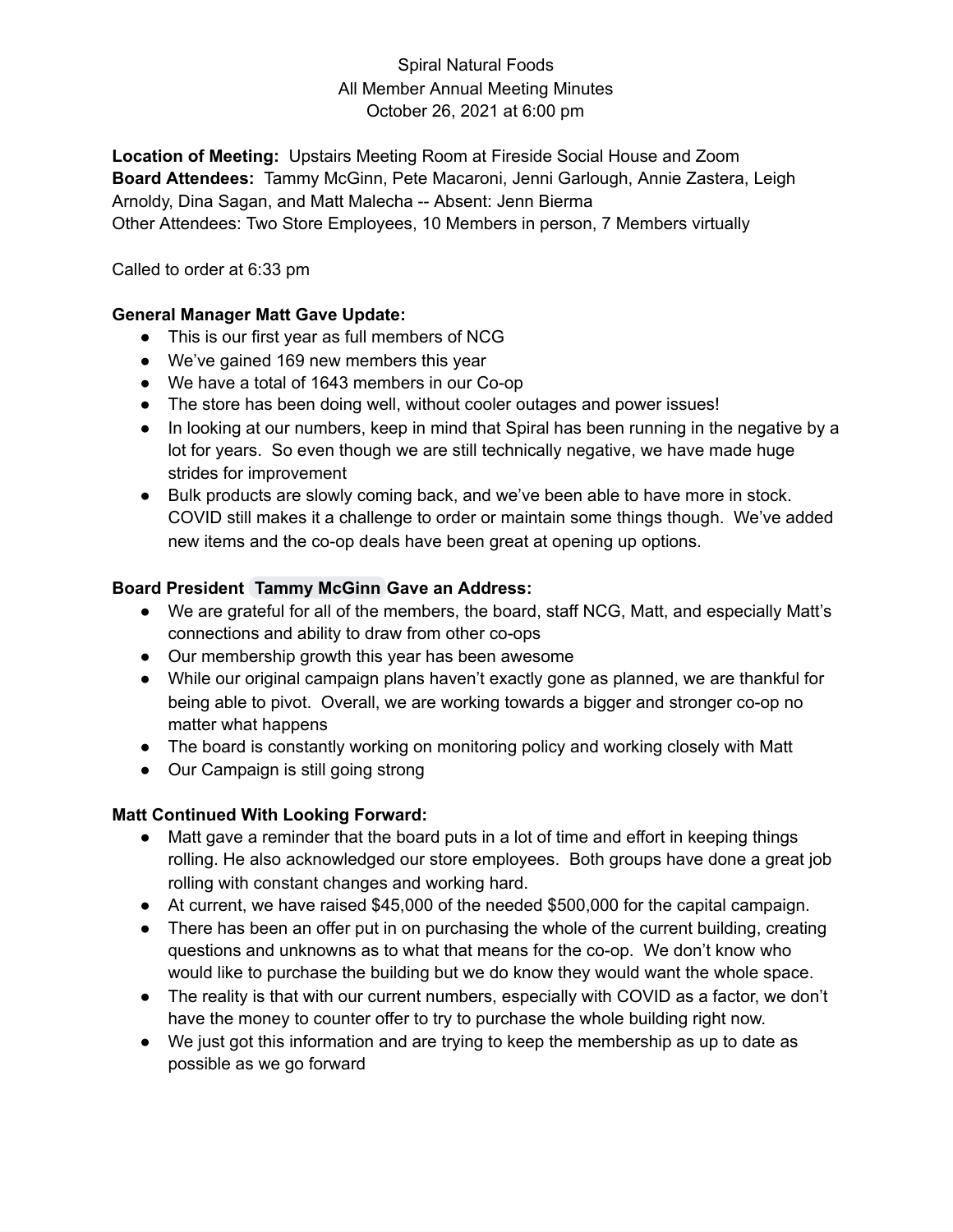Spiral Natural Foods
All Member Annual Meeting Minutes
October 26, 2021 at 6:00 pm

**Location of Meeting:** Upstairs Meeting Room at Fireside Social House and Zoom
**Board Attendees:** Tammy McGinn, Pete Macaroni, Jenni Garlough, Annie Zastera, Leigh Arnoldy, Dina Sagan, and Matt Malecha -- Absent: Jenn Bierma
Other Attendees: Two Store Employees, 10 Members in person, 7 Members virtually

Called to order at 6:33 pm

**General Manager Matt Gave Update:**

- This is our first year as full members of NCG
- We've gained 169 new members this year
- We have a total of 1643 members in our Co-op
- The store has been doing well, without cooler outages and power issues!
- In looking at our numbers, keep in mind that Spiral has been running in the negative by a lot for years. So even though we are still technically negative, we have made huge strides for improvement
- Bulk products are slowly coming back, and we've been able to have more in stock. COVID still makes it a challenge to order or maintain some things though. We've added new items and the co-op deals have been great at opening up options.

**Board President Tammy McGinn Gave an Address:**

- We are grateful for all of the members, the board, staff NCG, Matt, and especially Matt's connections and ability to draw from other co-ops
- Our membership growth this year has been awesome
- While our original campaign plans haven't exactly gone as planned, we are thankful for being able to pivot. Overall, we are working towards a bigger and stronger co-op no matter what happens
- The board is constantly working on monitoring policy and working closely with Matt
- Our Campaign is still going strong

**Matt Continued With Looking Forward:**

- Matt gave a reminder that the board puts in a lot of time and effort in keeping things rolling. He also acknowledged our store employees. Both groups have done a great job rolling with constant changes and working hard.
- At current, we have raised $45,000 of the needed $500,000 for the capital campaign.
- There has been an offer put in on purchasing the whole of the current building, creating questions and unknowns as to what that means for the co-op. We don't know who would like to purchase the building but we do know they would want the whole space.
- The reality is that with our current numbers, especially with COVID as a factor, we don't have the money to counter offer to try to purchase the whole building right now.
- We just got this information and are trying to keep the membership as up to date as possible as we go forward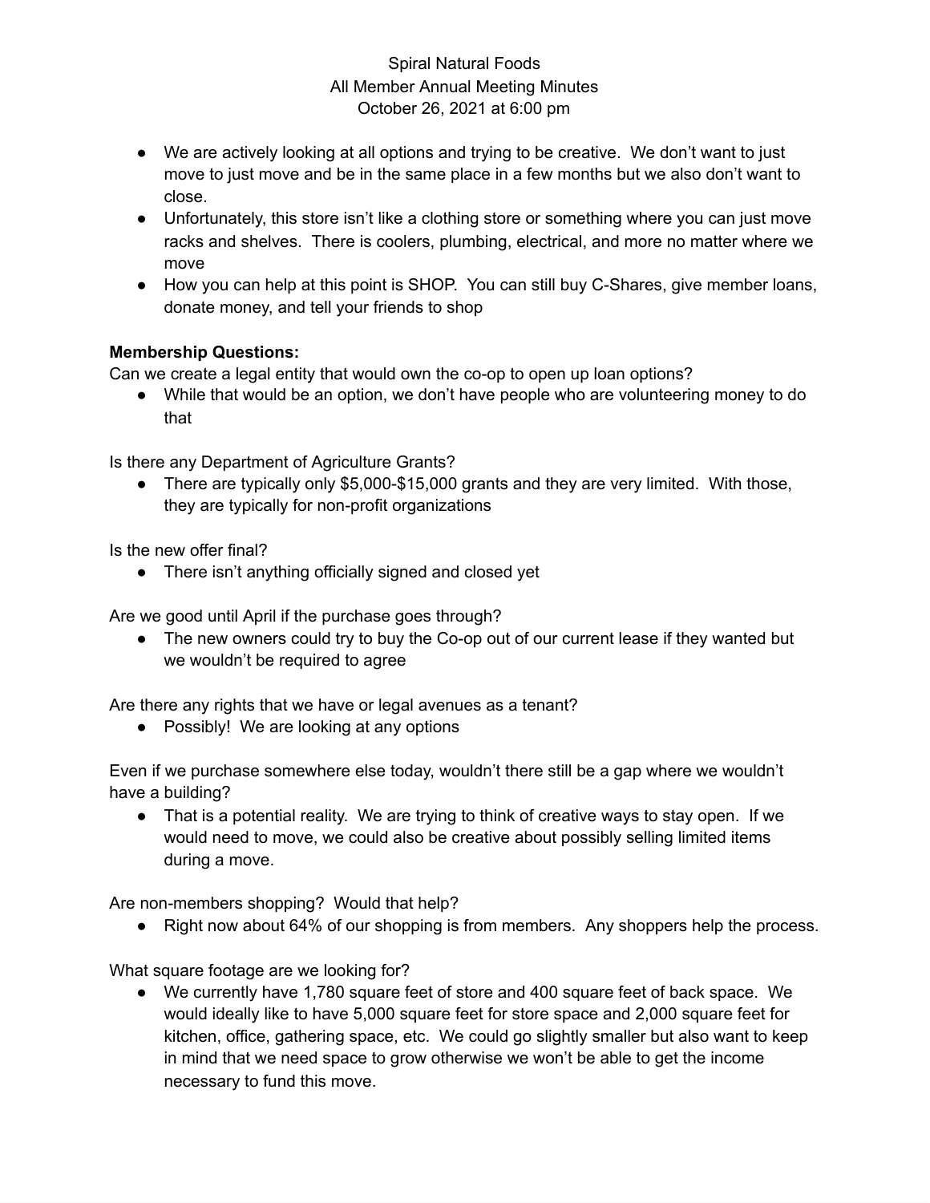- We are actively looking at all options and trying to be creative. We don't want to just move to just move and be in the same place in a few months but we also don't want to close.
- Unfortunately, this store isn't like a clothing store or something where you can just move racks and shelves. There is coolers, plumbing, electrical, and more no matter where we move
- How you can help at this point is SHOP. You can still buy C-Shares, give member loans, donate money, and tell your friends to shop

**Membership Questions:**

Can we create a legal entity that would own the co-op to open up loan options?

- While that would be an option, we don't have people who are volunteering money to do that

Is there any Department of Agriculture Grants?

- There are typically only $5,000-$15,000 grants and they are very limited. With those, they are typically for non-profit organizations

Is the new offer final?

- There isn't anything officially signed and closed yet

Are we good until April if the purchase goes through?

- The new owners could try to buy the Co-op out of our current lease if they wanted but we wouldn't be required to agree

Are there any rights that we have or legal avenues as a tenant?

- Possibly! We are looking at any options

Even if we purchase somewhere else today, wouldn't there still be a gap where we wouldn't have a building?

- That is a potential reality. We are trying to think of creative ways to stay open. If we would need to move, we could also be creative about possibly selling limited items during a move.

Are non-members shopping? Would that help?

- Right now about 64% of our shopping is from members. Any shoppers help the process.

What square footage are we looking for?

- We currently have 1,780 square feet of store and 400 square feet of back space. We would ideally like to have 5,000 square feet for store space and 2,000 square feet for kitchen, office, gathering space, etc. We could go slightly smaller but also want to keep in mind that we need space to grow otherwise we won't be able to get the income necessary to fund this move.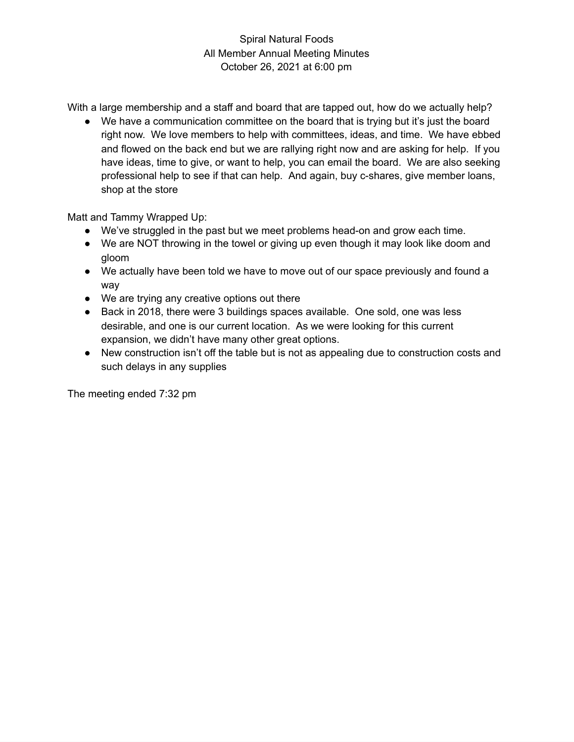Spiral Natural Foods
All Member Annual Meeting Minutes
October 26, 2021 at 6:00 pm

With a large membership and a staff and board that are tapped out, how do we actually help?

- We have a communication committee on the board that is trying but it's just the board right now. We love members to help with committees, ideas, and time. We have ebbed and flowed on the back end but we are rallying right now and are asking for help. If you have ideas, time to give, or want to help, you can email the board. We are also seeking professional help to see if that can help. And again, buy c-shares, give member loans, shop at the store

Matt and Tammy Wrapped Up:

- We've struggled in the past but we meet problems head-on and grow each time.
- We are NOT throwing in the towel or giving up even though it may look like doom and gloom
- We actually have been told we have to move out of our space previously and found a way
- We are trying any creative options out there
- Back in 2018, there were 3 buildings spaces available. One sold, one was less desirable, and one is our current location. As we were looking for this current expansion, we didn't have many other great options.
- New construction isn't off the table but is not as appealing due to construction costs and such delays in any supplies

The meeting ended 7:32 pm